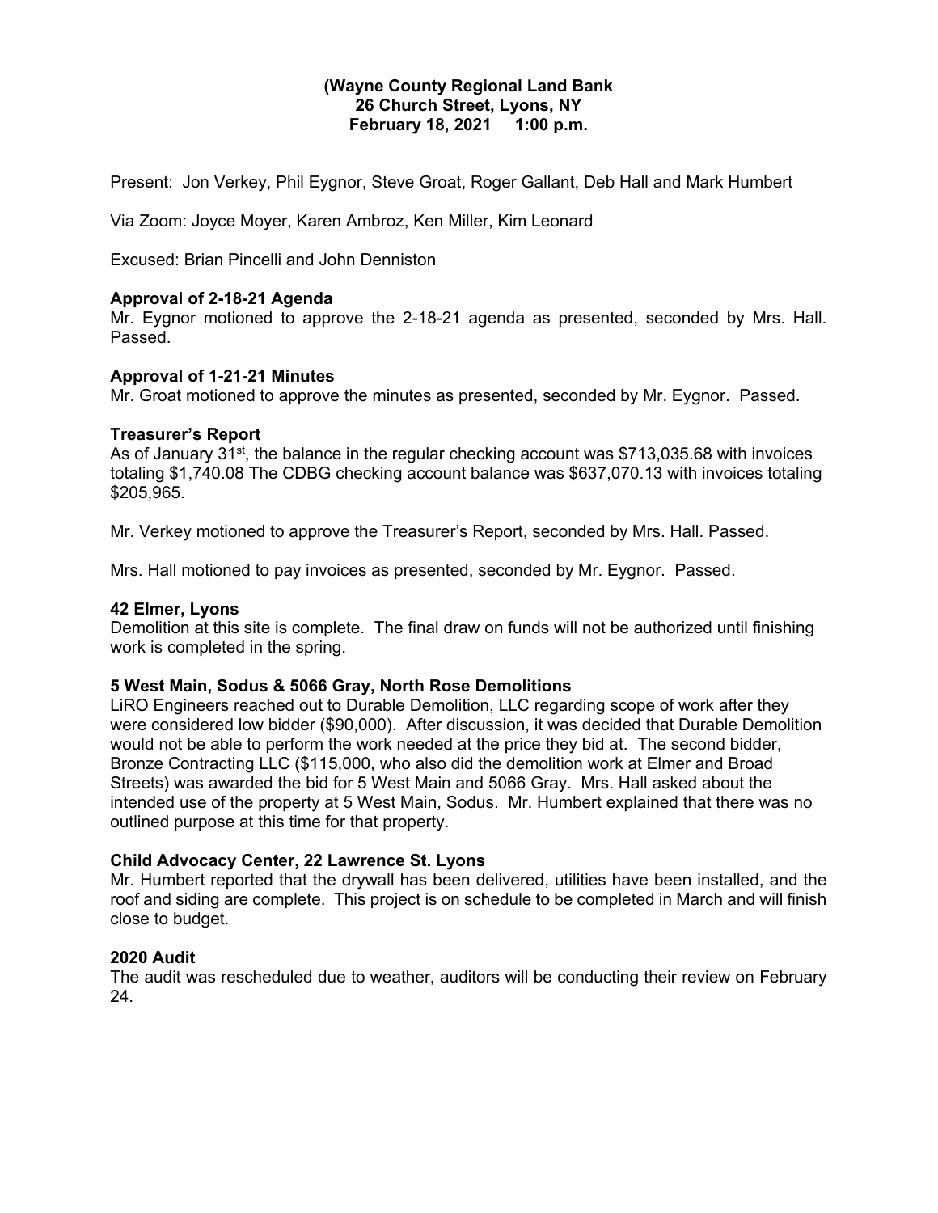**(Wayne County Regional Land Bank**
**26 Church Street, Lyons, NY**
**February 18, 2021 1:00 p.m.**

Present: Jon Verkey, Phil Eygnor, Steve Groat, Roger Gallant, Deb Hall and Mark Humbert

Via Zoom: Joyce Moyer, Karen Ambroz, Ken Miller, Kim Leonard

Excused: Brian Pincelli and John Denniston

**Approval of 2-18-21 Agenda**
Mr. Eygnor motioned to approve the 2-18-21 agenda as presented, seconded by Mrs. Hall. Passed.

**Approval of 1-21-21 Minutes**
Mr. Groat motioned to approve the minutes as presented, seconded by Mr. Eygnor. Passed.

**Treasurer's Report**
As of January 31st, the balance in the regular checking account was $713,035.68 with invoices totaling $1,740.08 The CDBG checking account balance was $637,070.13 with invoices totaling $205,965.

Mr. Verkey motioned to approve the Treasurer's Report, seconded by Mrs. Hall. Passed.

Mrs. Hall motioned to pay invoices as presented, seconded by Mr. Eygnor. Passed.

**42 Elmer, Lyons**
Demolition at this site is complete. The final draw on funds will not be authorized until finishing work is completed in the spring.

**5 West Main, Sodus & 5066 Gray, North Rose Demolitions**
LiRO Engineers reached out to Durable Demolition, LLC regarding scope of work after they were considered low bidder ($90,000). After discussion, it was decided that Durable Demolition would not be able to perform the work needed at the price they bid at. The second bidder, Bronze Contracting LLC ($115,000, who also did the demolition work at Elmer and Broad Streets) was awarded the bid for 5 West Main and 5066 Gray. Mrs. Hall asked about the intended use of the property at 5 West Main, Sodus. Mr. Humbert explained that there was no outlined purpose at this time for that property.

**Child Advocacy Center, 22 Lawrence St. Lyons**
Mr. Humbert reported that the drywall has been delivered, utilities have been installed, and the roof and siding are complete. This project is on schedule to be completed in March and will finish close to budget.

**2020 Audit**
The audit was rescheduled due to weather, auditors will be conducting their review on February 24.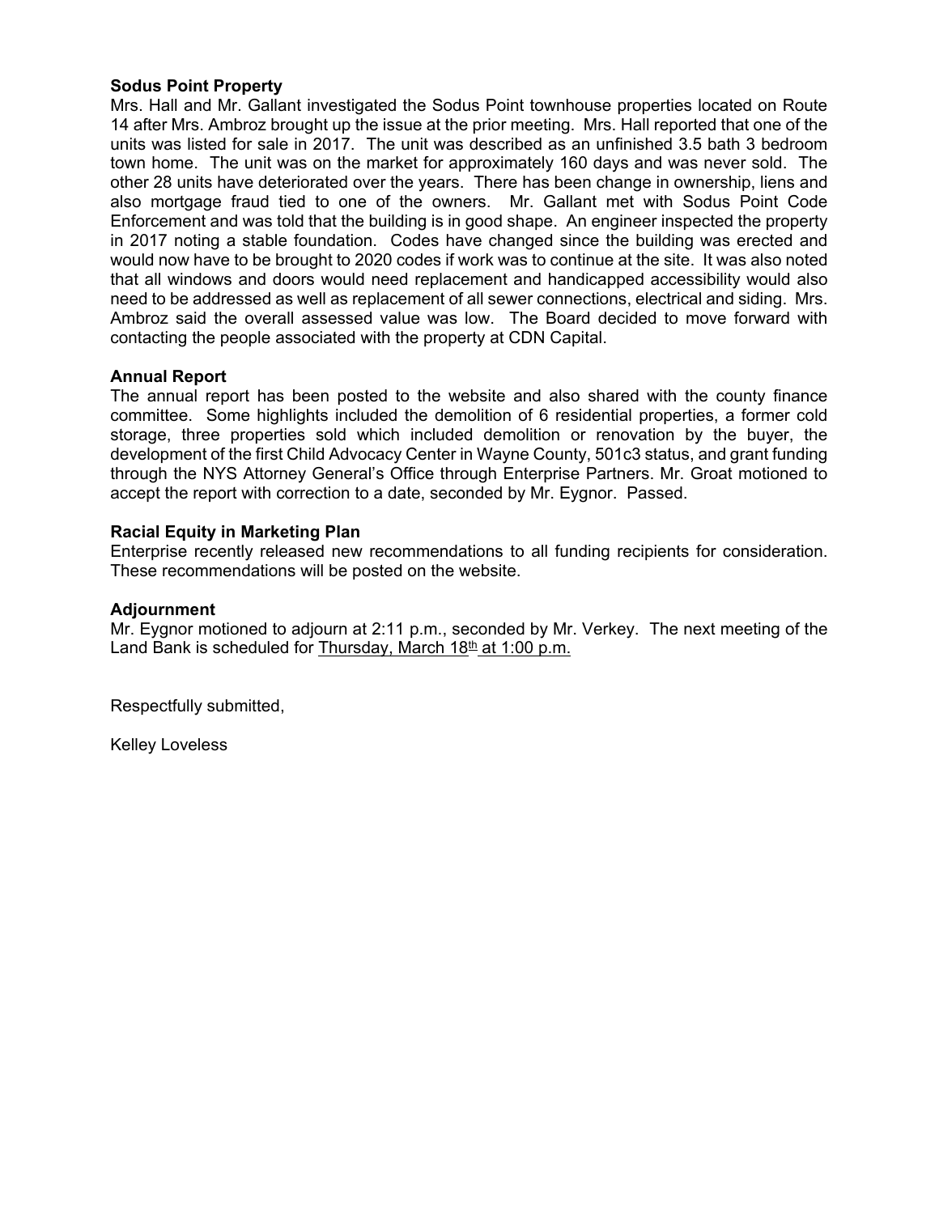**Sodus Point Property**

Mrs. Hall and Mr. Gallant investigated the Sodus Point townhouse properties located on Route 14 after Mrs. Ambroz brought up the issue at the prior meeting. Mrs. Hall reported that one of the units was listed for sale in 2017. The unit was described as an unfinished 3.5 bath 3 bedroom town home. The unit was on the market for approximately 160 days and was never sold. The other 28 units have deteriorated over the years. There has been change in ownership, liens and also mortgage fraud tied to one of the owners. Mr. Gallant met with Sodus Point Code Enforcement and was told that the building is in good shape. An engineer inspected the property in 2017 noting a stable foundation. Codes have changed since the building was erected and would now have to be brought to 2020 codes if work was to continue at the site. It was also noted that all windows and doors would need replacement and handicapped accessibility would also need to be addressed as well as replacement of all sewer connections, electrical and siding. Mrs. Ambroz said the overall assessed value was low. The Board decided to move forward with contacting the people associated with the property at CDN Capital.

**Annual Report**

The annual report has been posted to the website and also shared with the county finance committee. Some highlights included the demolition of 6 residential properties, a former cold storage, three properties sold which included demolition or renovation by the buyer, the development of the first Child Advocacy Center in Wayne County, 501c3 status, and grant funding through the NYS Attorney General's Office through Enterprise Partners. Mr. Groat motioned to accept the report with correction to a date, seconded by Mr. Eygnor. Passed.

**Racial Equity in Marketing Plan**

Enterprise recently released new recommendations to all funding recipients for consideration. These recommendations will be posted on the website.

**Adjournment**

Mr. Eygnor motioned to adjourn at 2:11 p.m., seconded by Mr. Verkey. The next meeting of the Land Bank is scheduled for Thursday, March 18th at 1:00 p.m.

Respectfully submitted,

Kelley Loveless